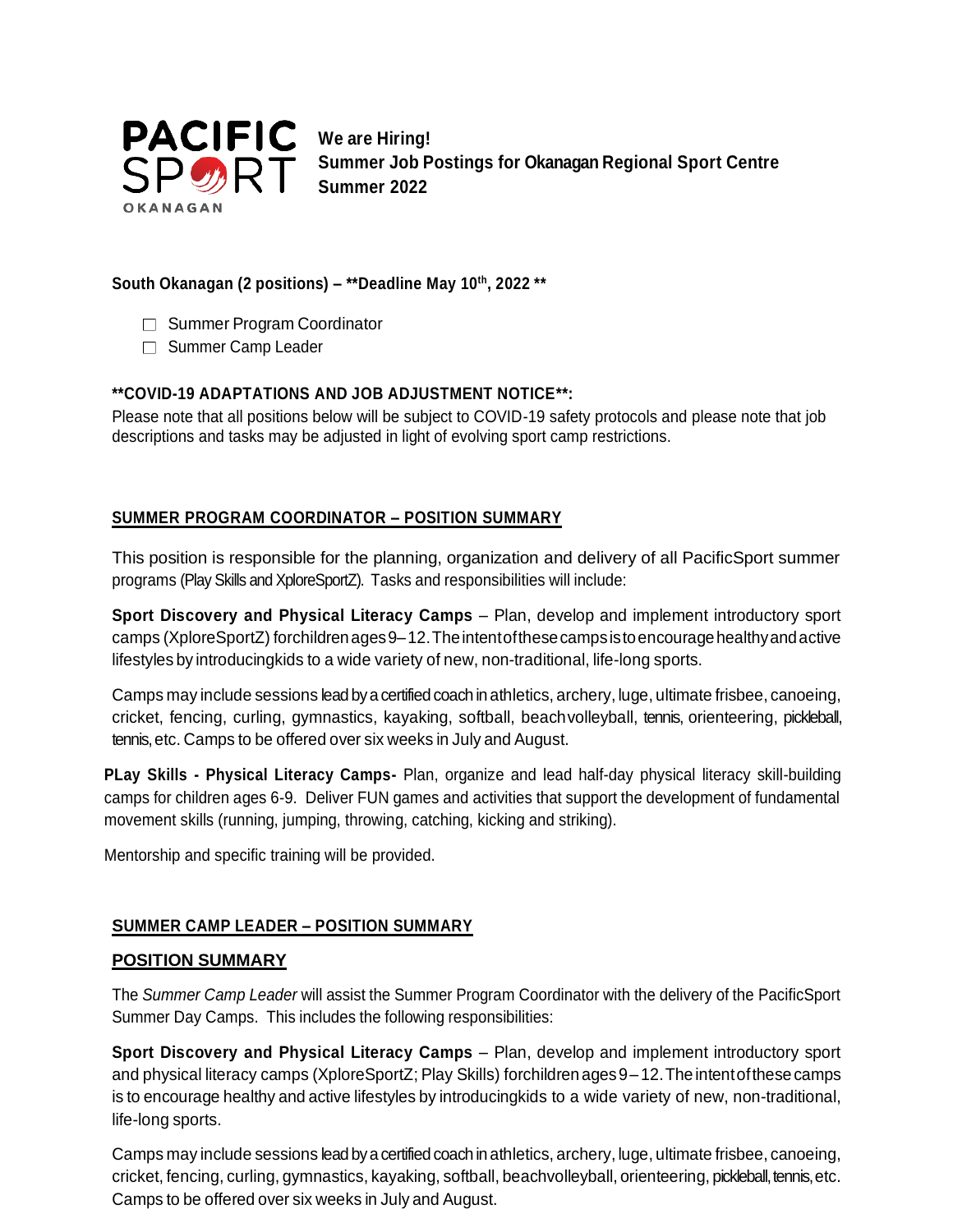**PACIFIC SPORT OKANAGAN**

**We are Hiring!**
**Summer Job Postings for Okanagan Regional Sport Centre**
**Summer 2022**

**South Okanagan (2 positions) – \*\*Deadline May 10th, 2022 \*\***

- ☐ Summer Program Coordinator
- ☐ Summer Camp Leader

**\*\*COVID-19 ADAPTATIONS AND JOB ADJUSTMENT NOTICE\*\*:**
Please note that all positions below will be subject to COVID-19 safety protocols and please note that job descriptions and tasks may be adjusted in light of evolving sport camp restrictions.

## SUMMER PROGRAM COORDINATOR – POSITION SUMMARY

This position is responsible for the planning, organization and delivery of all PacificSport summer programs (Play Skills and XploreSportZ). Tasks and responsibilities will include:

**Sport Discovery and Physical Literacy Camps** – Plan, develop and implement introductory sport camps (XploreSportZ) for children ages 9–12. The intent of these camps is to encourage healthy and active lifestyles by introducingkids to a wide variety of new, non-traditional, life-long sports.

Camps may include sessions lead by a certified coach in athletics, archery, luge, ultimate frisbee, canoeing, cricket, fencing, curling, gymnastics, kayaking, softball, beachvolleyball, tennis, orienteering, pickleball, tennis, etc. Camps to be offered over six weeks in July and August.

**PLay Skills - Physical Literacy Camps-** Plan, organize and lead half-day physical literacy skill-building camps for children ages 6-9. Deliver FUN games and activities that support the development of fundamental movement skills (running, jumping, throwing, catching, kicking and striking).

Mentorship and specific training will be provided.

## SUMMER CAMP LEADER – POSITION SUMMARY

### POSITION SUMMARY

The *Summer Camp Leader* will assist the Summer Program Coordinator with the delivery of the PacificSport Summer Day Camps. This includes the following responsibilities:

**Sport Discovery and Physical Literacy Camps** – Plan, develop and implement introductory sport and physical literacy camps (XploreSportZ; Play Skills) for children ages 9 – 12. The intent of these camps is to encourage healthy and active lifestyles by introducingkids to a wide variety of new, non-traditional, life-long sports.

Camps may include sessions lead by a certified coach in athletics, archery, luge, ultimate frisbee, canoeing, cricket, fencing, curling, gymnastics, kayaking, softball, beachvolleyball, orienteering, pickleball, tennis, etc. Camps to be offered over six weeks in July and August.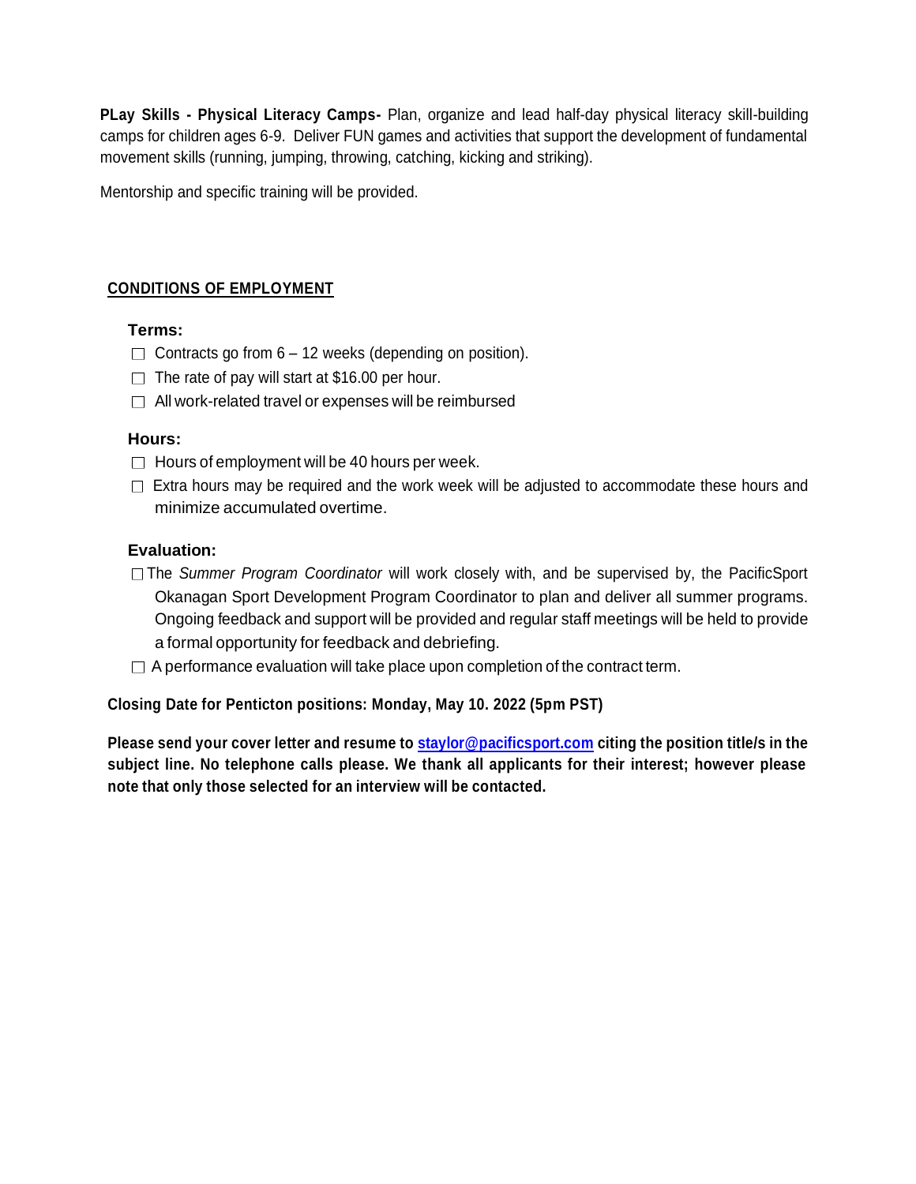**PLay Skills - Physical Literacy Camps-** Plan, organize and lead half-day physical literacy skill-building camps for children ages 6-9. Deliver FUN games and activities that support the development of fundamental movement skills (running, jumping, throwing, catching, kicking and striking).

Mentorship and specific training will be provided.

## CONDITIONS OF EMPLOYMENT

### Terms:

- Contracts go from 6 – 12 weeks (depending on position).
- The rate of pay will start at $16.00 per hour.
- All work-related travel or expenses will be reimbursed

### Hours:

- Hours of employment will be 40 hours per week.
- Extra hours may be required and the work week will be adjusted to accommodate these hours and minimize accumulated overtime.

### Evaluation:

- The *Summer Program Coordinator* will work closely with, and be supervised by, the PacificSport Okanagan Sport Development Program Coordinator to plan and deliver all summer programs. Ongoing feedback and support will be provided and regular staff meetings will be held to provide a formal opportunity for feedback and debriefing.
- A performance evaluation will take place upon completion of the contract term.

**Closing Date for Penticton positions: Monday, May 10. 2022 (5pm PST)**

**Please send your cover letter and resume to [staylor@pacificsport.com](mailto:staylor@pacificsport.com) citing the position title/s in the subject line. No telephone calls please. We thank all applicants for their interest; however please note that only those selected for an interview will be contacted.**